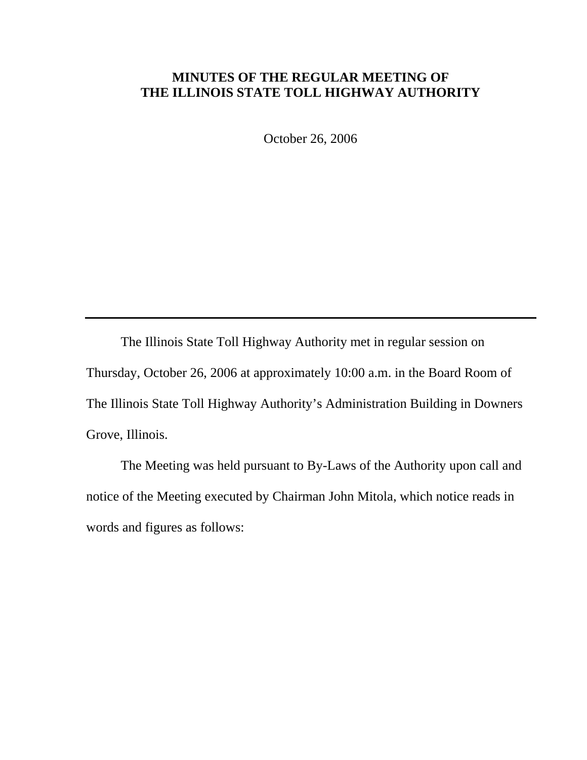# MINUTES OF THE REGULAR MEETING OF THE ILLINOIS STATE TOLL HIGHWAY AUTHORITY

October 26, 2006

---

The Illinois State Toll Highway Authority met in regular session on Thursday, October 26, 2006 at approximately 10:00 a.m. in the Board Room of The Illinois State Toll Highway Authority's Administration Building in Downers Grove, Illinois.

The Meeting was held pursuant to By-Laws of the Authority upon call and notice of the Meeting executed by Chairman John Mitola, which notice reads in words and figures as follows: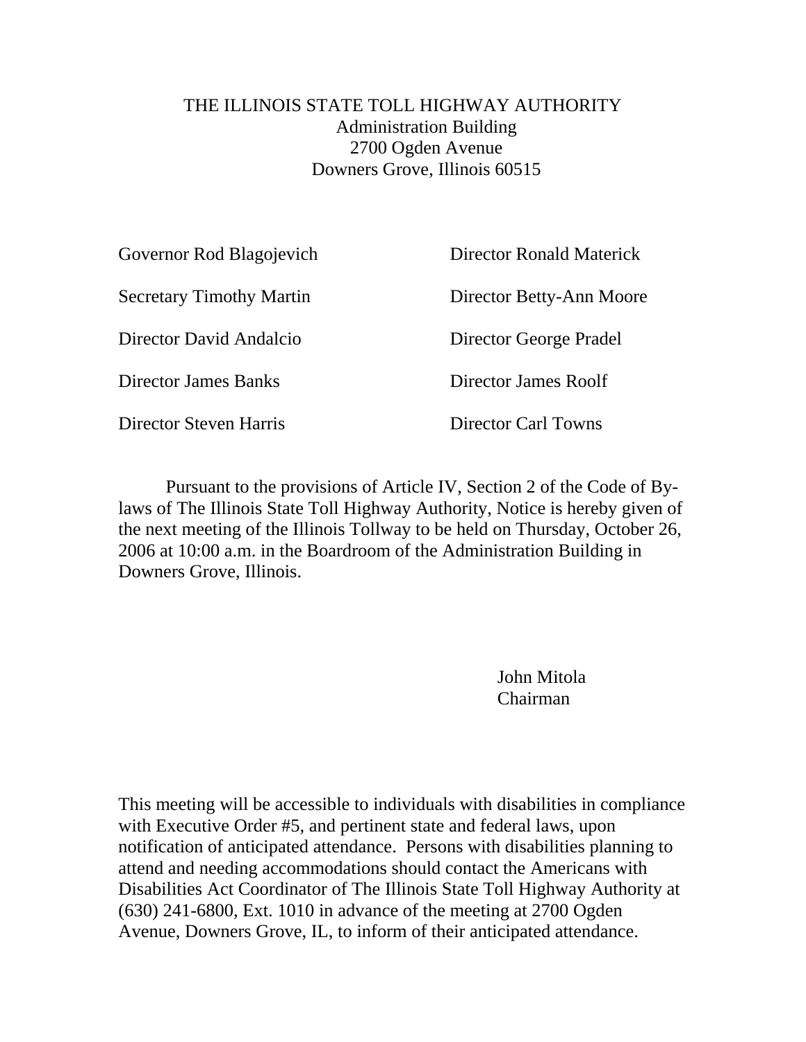THE ILLINOIS STATE TOLL HIGHWAY AUTHORITY
Administration Building
2700 Ogden Avenue
Downers Grove, Illinois 60515

Governor Rod Blagojevich

Secretary Timothy Martin

Director David Andalcio

Director James Banks

Director Steven Harris

Director Ronald Materick

Director Betty-Ann Moore

Director George Pradel

Director James Roolf

Director Carl Towns

Pursuant to the provisions of Article IV, Section 2 of the Code of By-laws of The Illinois State Toll Highway Authority, Notice is hereby given of the next meeting of the Illinois Tollway to be held on Thursday, October 26, 2006 at 10:00 a.m. in the Boardroom of the Administration Building in Downers Grove, Illinois.

John Mitola
Chairman

This meeting will be accessible to individuals with disabilities in compliance with Executive Order #5, and pertinent state and federal laws, upon notification of anticipated attendance. Persons with disabilities planning to attend and needing accommodations should contact the Americans with Disabilities Act Coordinator of The Illinois State Toll Highway Authority at (630) 241-6800, Ext. 1010 in advance of the meeting at 2700 Ogden Avenue, Downers Grove, IL, to inform of their anticipated attendance.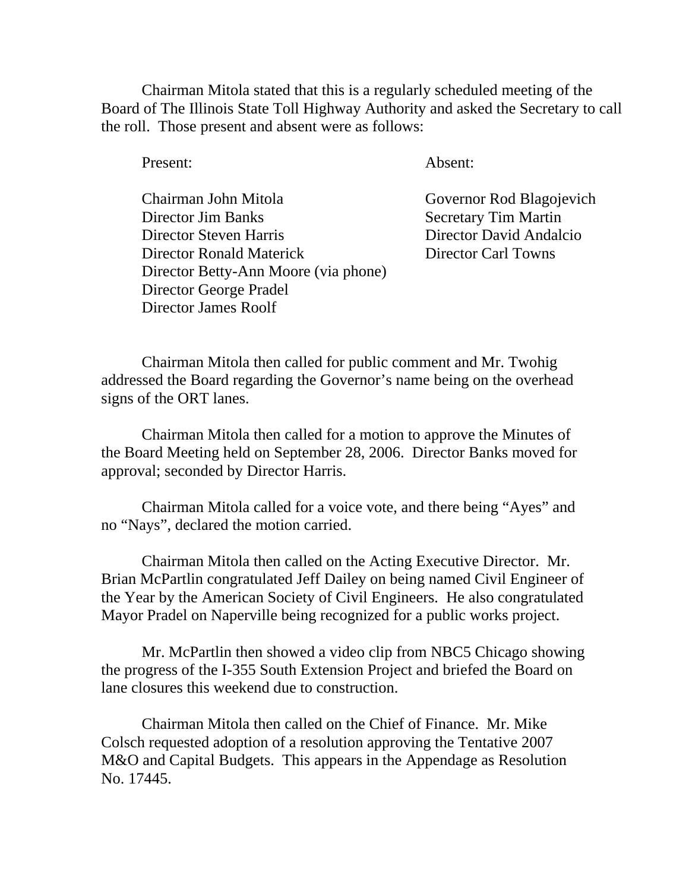Chairman Mitola stated that this is a regularly scheduled meeting of the Board of The Illinois State Toll Highway Authority and asked the Secretary to call the roll. Those present and absent were as follows:

| Present: | Absent: |
|---|---|
| Chairman John Mitola | Governor Rod Blagojevich |
| Director Jim Banks | Secretary Tim Martin |
| Director Steven Harris | Director David Andalcio |
| Director Ronald Materick | Director Carl Towns |
| Director Betty-Ann Moore (via phone) | |
| Director George Pradel | |
| Director James Roolf | |

Chairman Mitola then called for public comment and Mr. Twohig addressed the Board regarding the Governor's name being on the overhead signs of the ORT lanes.

Chairman Mitola then called for a motion to approve the Minutes of the Board Meeting held on September 28, 2006. Director Banks moved for approval; seconded by Director Harris.

Chairman Mitola called for a voice vote, and there being "Ayes" and no "Nays", declared the motion carried.

Chairman Mitola then called on the Acting Executive Director. Mr. Brian McPartlin congratulated Jeff Dailey on being named Civil Engineer of the Year by the American Society of Civil Engineers. He also congratulated Mayor Pradel on Naperville being recognized for a public works project.

Mr. McPartlin then showed a video clip from NBC5 Chicago showing the progress of the I-355 South Extension Project and briefed the Board on lane closures this weekend due to construction.

Chairman Mitola then called on the Chief of Finance. Mr. Mike Colsch requested adoption of a resolution approving the Tentative 2007 M&O and Capital Budgets. This appears in the Appendage as Resolution No. 17445.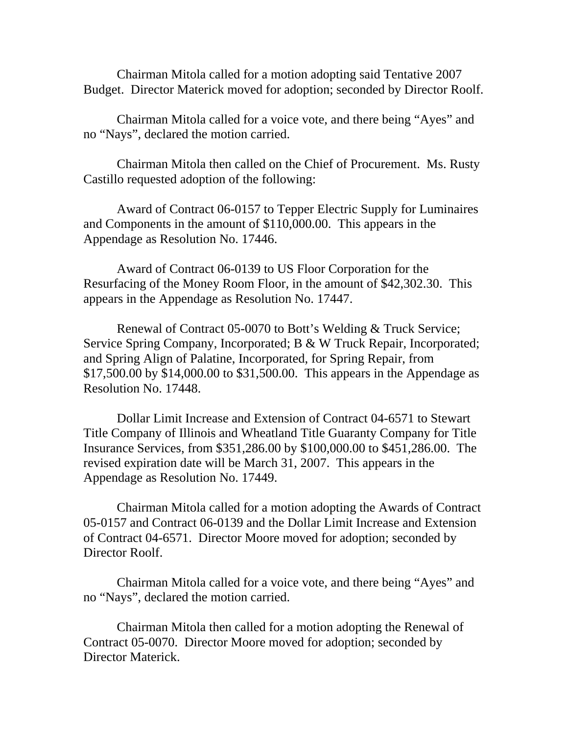Chairman Mitola called for a motion adopting said Tentative 2007 Budget. Director Materick moved for adoption; seconded by Director Roolf.

Chairman Mitola called for a voice vote, and there being “Ayes” and no “Nays”, declared the motion carried.

Chairman Mitola then called on the Chief of Procurement. Ms. Rusty Castillo requested adoption of the following:

Award of Contract 06-0157 to Tepper Electric Supply for Luminaires and Components in the amount of $110,000.00. This appears in the Appendage as Resolution No. 17446.

Award of Contract 06-0139 to US Floor Corporation for the Resurfacing of the Money Room Floor, in the amount of $42,302.30. This appears in the Appendage as Resolution No. 17447.

Renewal of Contract 05-0070 to Bott’s Welding & Truck Service; Service Spring Company, Incorporated; B & W Truck Repair, Incorporated; and Spring Align of Palatine, Incorporated, for Spring Repair, from $17,500.00 by $14,000.00 to $31,500.00. This appears in the Appendage as Resolution No. 17448.

Dollar Limit Increase and Extension of Contract 04-6571 to Stewart Title Company of Illinois and Wheatland Title Guaranty Company for Title Insurance Services, from $351,286.00 by $100,000.00 to $451,286.00. The revised expiration date will be March 31, 2007. This appears in the Appendage as Resolution No. 17449.

Chairman Mitola called for a motion adopting the Awards of Contract 05-0157 and Contract 06-0139 and the Dollar Limit Increase and Extension of Contract 04-6571. Director Moore moved for adoption; seconded by Director Roolf.

Chairman Mitola called for a voice vote, and there being “Ayes” and no “Nays”, declared the motion carried.

Chairman Mitola then called for a motion adopting the Renewal of Contract 05-0070. Director Moore moved for adoption; seconded by Director Materick.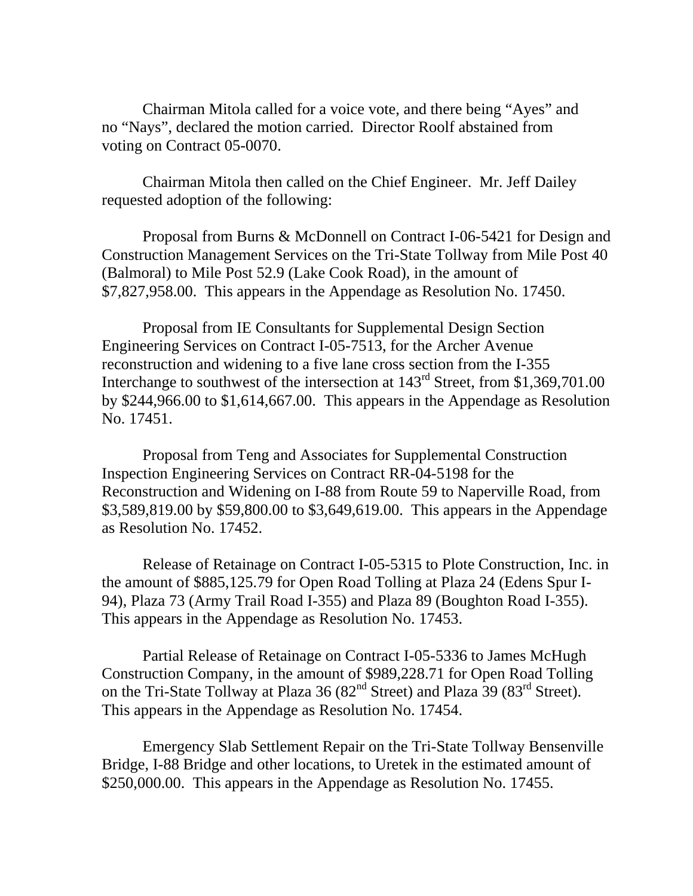Chairman Mitola called for a voice vote, and there being "Ayes" and no "Nays", declared the motion carried. Director Roolf abstained from voting on Contract 05-0070.

Chairman Mitola then called on the Chief Engineer. Mr. Jeff Dailey requested adoption of the following:

Proposal from Burns & McDonnell on Contract I-06-5421 for Design and Construction Management Services on the Tri-State Tollway from Mile Post 40 (Balmoral) to Mile Post 52.9 (Lake Cook Road), in the amount of $7,827,958.00. This appears in the Appendage as Resolution No. 17450.

Proposal from IE Consultants for Supplemental Design Section Engineering Services on Contract I-05-7513, for the Archer Avenue reconstruction and widening to a five lane cross section from the I-355 Interchange to southwest of the intersection at 143rd Street, from $1,369,701.00 by $244,966.00 to $1,614,667.00. This appears in the Appendage as Resolution No. 17451.

Proposal from Teng and Associates for Supplemental Construction Inspection Engineering Services on Contract RR-04-5198 for the Reconstruction and Widening on I-88 from Route 59 to Naperville Road, from $3,589,819.00 by $59,800.00 to $3,649,619.00. This appears in the Appendage as Resolution No. 17452.

Release of Retainage on Contract I-05-5315 to Plote Construction, Inc. in the amount of $885,125.79 for Open Road Tolling at Plaza 24 (Edens Spur I-94), Plaza 73 (Army Trail Road I-355) and Plaza 89 (Boughton Road I-355). This appears in the Appendage as Resolution No. 17453.

Partial Release of Retainage on Contract I-05-5336 to James McHugh Construction Company, in the amount of $989,228.71 for Open Road Tolling on the Tri-State Tollway at Plaza 36 (82nd Street) and Plaza 39 (83rd Street). This appears in the Appendage as Resolution No. 17454.

Emergency Slab Settlement Repair on the Tri-State Tollway Bensenville Bridge, I-88 Bridge and other locations, to Uretek in the estimated amount of $250,000.00. This appears in the Appendage as Resolution No. 17455.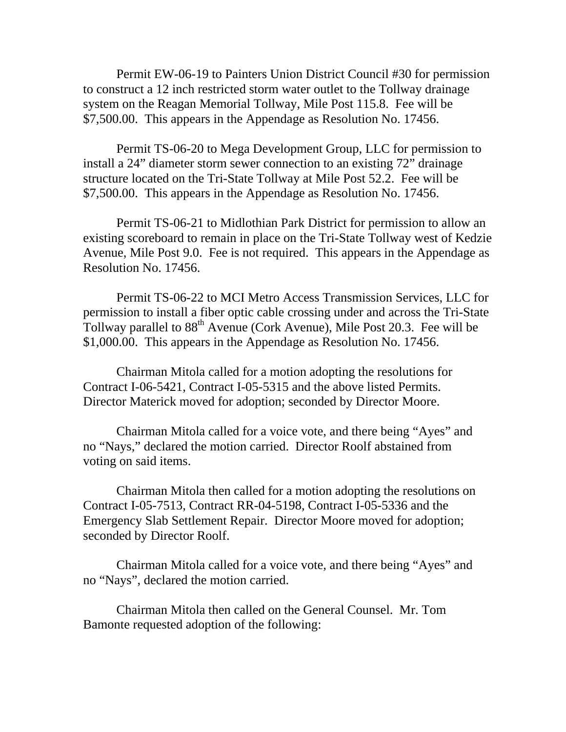Permit EW-06-19 to Painters Union District Council #30 for permission to construct a 12 inch restricted storm water outlet to the Tollway drainage system on the Reagan Memorial Tollway, Mile Post 115.8. Fee will be $7,500.00. This appears in the Appendage as Resolution No. 17456.

Permit TS-06-20 to Mega Development Group, LLC for permission to install a 24" diameter storm sewer connection to an existing 72" drainage structure located on the Tri-State Tollway at Mile Post 52.2. Fee will be $7,500.00. This appears in the Appendage as Resolution No. 17456.

Permit TS-06-21 to Midlothian Park District for permission to allow an existing scoreboard to remain in place on the Tri-State Tollway west of Kedzie Avenue, Mile Post 9.0. Fee is not required. This appears in the Appendage as Resolution No. 17456.

Permit TS-06-22 to MCI Metro Access Transmission Services, LLC for permission to install a fiber optic cable crossing under and across the Tri-State Tollway parallel to 88th Avenue (Cork Avenue), Mile Post 20.3. Fee will be $1,000.00. This appears in the Appendage as Resolution No. 17456.

Chairman Mitola called for a motion adopting the resolutions for Contract I-06-5421, Contract I-05-5315 and the above listed Permits. Director Materick moved for adoption; seconded by Director Moore.

Chairman Mitola called for a voice vote, and there being "Ayes" and no "Nays," declared the motion carried. Director Roolf abstained from voting on said items.

Chairman Mitola then called for a motion adopting the resolutions on Contract I-05-7513, Contract RR-04-5198, Contract I-05-5336 and the Emergency Slab Settlement Repair. Director Moore moved for adoption; seconded by Director Roolf.

Chairman Mitola called for a voice vote, and there being "Ayes" and no "Nays", declared the motion carried.

Chairman Mitola then called on the General Counsel. Mr. Tom Bamonte requested adoption of the following: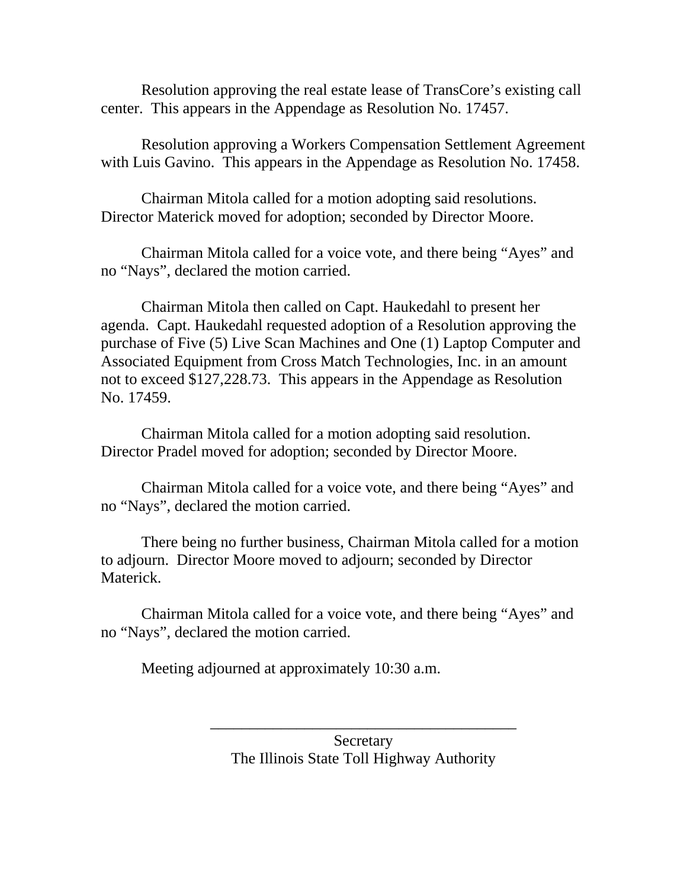Resolution approving the real estate lease of TransCore's existing call center. This appears in the Appendage as Resolution No. 17457.

Resolution approving a Workers Compensation Settlement Agreement with Luis Gavino. This appears in the Appendage as Resolution No. 17458.

Chairman Mitola called for a motion adopting said resolutions. Director Materick moved for adoption; seconded by Director Moore.

Chairman Mitola called for a voice vote, and there being "Ayes" and no "Nays", declared the motion carried.

Chairman Mitola then called on Capt. Haukedahl to present her agenda. Capt. Haukedahl requested adoption of a Resolution approving the purchase of Five (5) Live Scan Machines and One (1) Laptop Computer and Associated Equipment from Cross Match Technologies, Inc. in an amount not to exceed $127,228.73. This appears in the Appendage as Resolution No. 17459.

Chairman Mitola called for a motion adopting said resolution. Director Pradel moved for adoption; seconded by Director Moore.

Chairman Mitola called for a voice vote, and there being "Ayes" and no "Nays", declared the motion carried.

There being no further business, Chairman Mitola called for a motion to adjourn. Director Moore moved to adjourn; seconded by Director Materick.

Chairman Mitola called for a voice vote, and there being "Ayes" and no "Nays", declared the motion carried.

Meeting adjourned at approximately 10:30 a.m.

\_\_\_\_\_\_\_\_\_\_\_\_\_\_\_\_\_\_\_\_\_\_\_\_\_\_\_\_\_\_\_\_\_\_\_\_\_\_\_\_

Secretary
The Illinois State Toll Highway Authority